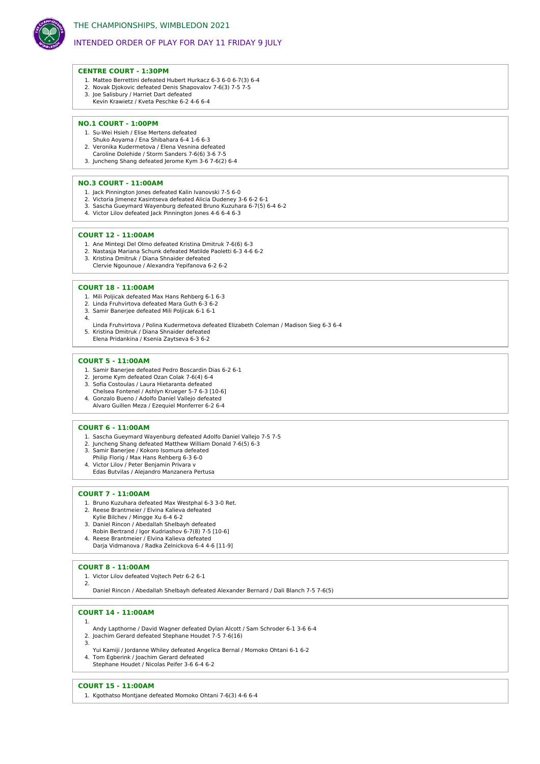# THE CHAMPIONSHIPS, WIMBLEDON 2021

## INTENDED ORDER OF PLAY FOR DAY 11 FRIDAY 9 JULY

### CENTRE COURT - 1:30PM

1. Matteo Berrettini defeated Hubert Hurkacz 6-3 6-0 6-7(3) 6-4
2. Novak Djokovic defeated Denis Shapovalov 7-6(3) 7-5 7-5
3. Joe Salisbury / Harriet Dart defeated
   Kevin Krawietz / Kveta Peschke 6-2 4-6 6-4

### NO.1 COURT - 1:00PM

1. Su-Wei Hsieh / Elise Mertens defeated
   Shuko Aoyama / Ena Shibahara 6-4 1-6 6-3
2. Veronika Kudermetova / Elena Vesnina defeated
   Caroline Dolehide / Storm Sanders 7-6(6) 3-6 7-5
3. Juncheng Shang defeated Jerome Kym 3-6 7-6(2) 6-4

### NO.3 COURT - 11:00AM

1. Jack Pinnington Jones defeated Kalin Ivanovski 7-5 6-0
2. Victoria Jimenez Kasintseva defeated Alicia Dudeney 3-6 6-2 6-1
3. Sascha Gueymard Wayenburg defeated Bruno Kuzuhara 6-7(5) 6-4 6-2
4. Victor Lilov defeated Jack Pinnington Jones 4-6 6-4 6-3

### COURT 12 - 11:00AM

1. Ane Mintegi Del Olmo defeated Kristina Dmitruk 7-6(6) 6-3
2. Nastasja Mariana Schunk defeated Matilde Paoletti 6-3 4-6 6-2
3. Kristina Dmitruk / Diana Shnaider defeated
   Clervie Ngounoue / Alexandra Yepifanova 6-2 6-2

### COURT 18 - 11:00AM

1. Mili Poljicak defeated Max Hans Rehberg 6-1 6-3
2. Linda Fruhvirtova defeated Mara Guth 6-3 6-2
3. Samir Banerjee defeated Mili Poljicak 6-1 6-1
4. Linda Fruhvirtova / Polina Kudermetova defeated Elizabeth Coleman / Madison Sieg 6-3 6-4
5. Kristina Dmitruk / Diana Shnaider defeated
   Elena Pridankina / Ksenia Zaytseva 6-3 6-2

### COURT 5 - 11:00AM

1. Samir Banerjee defeated Pedro Boscardin Dias 6-2 6-1
2. Jerome Kym defeated Ozan Colak 7-6(4) 6-4
3. Sofia Costoulas / Laura Hietaranta defeated
   Chelsea Fontenel / Ashlyn Krueger 5-7 6-3 [10-6]
4. Gonzalo Bueno / Adolfo Daniel Vallejo defeated
   Alvaro Guillen Meza / Ezequiel Monferrer 6-2 6-4

### COURT 6 - 11:00AM

1. Sascha Gueymard Wayenburg defeated Adolfo Daniel Vallejo 7-5 7-5
2. Juncheng Shang defeated Matthew William Donald 7-6(5) 6-3
3. Samir Banerjee / Kokoro Isomura defeated
   Philip Florig / Max Hans Rehberg 6-3 6-0
4. Victor Lilov / Peter Benjamin Privara v
   Edas Butvilas / Alejandro Manzanera Pertusa

### COURT 7 - 11:00AM

1. Bruno Kuzuhara defeated Max Westphal 6-3 3-0 Ret.
2. Reese Brantmeier / Elvina Kalieva defeated
   Kylie Bilchev / Mingge Xu 6-4 6-2
3. Daniel Rincon / Abedallah Shelbayh defeated
   Robin Bertrand / Igor Kudriashov 6-7(8) 7-5 [10-6]
4. Reese Brantmeier / Elvina Kalieva defeated
   Darja Vidmanova / Radka Zelnickova 6-4 4-6 [11-9]

### COURT 8 - 11:00AM

1. Victor Lilov defeated Vojtech Petr 6-2 6-1
2. Daniel Rincon / Abedallah Shelbayh defeated Alexander Bernard / Dali Blanch 7-5 7-6(5)

### COURT 14 - 11:00AM

1. Andy Lapthorne / David Wagner defeated Dylan Alcott / Sam Schroder 6-1 3-6 6-4
2. Joachim Gerard defeated Stephane Houdet 7-5 7-6(16)
3. Yui Kamiji / Jordanne Whiley defeated Angelica Bernal / Momoko Ohtani 6-1 6-2
4. Tom Egberink / Joachim Gerard defeated
   Stephane Houdet / Nicolas Peifer 3-6 6-4 6-2

### COURT 15 - 11:00AM

1. Kgothatso Montjane defeated Momoko Ohtani 7-6(3) 4-6 6-4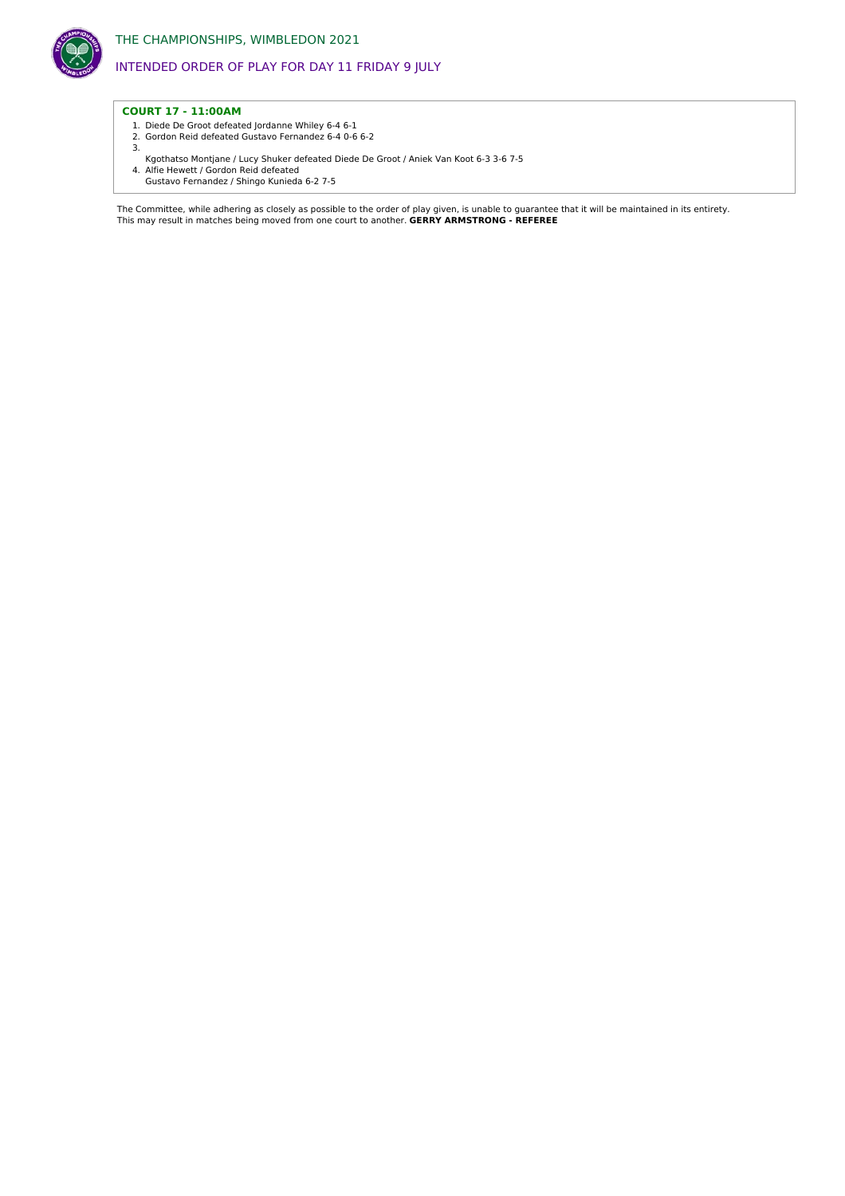THE CHAMPIONSHIPS, WIMBLEDON 2021

INTENDED ORDER OF PLAY FOR DAY 11 FRIDAY 9 JULY

**COURT 17 - 11:00AM**

1. Diede De Groot defeated Jordanne Whiley 6-4 6-1
2. Gordon Reid defeated Gustavo Fernandez 6-4 0-6 6-2
3. Kgothatso Montjane / Lucy Shuker defeated Diede De Groot / Aniek Van Koot 6-3 3-6 7-5
4. Alfie Hewett / Gordon Reid defeated Gustavo Fernandez / Shingo Kunieda 6-2 7-5

The Committee, while adhering as closely as possible to the order of play given, is unable to guarantee that it will be maintained in its entirety. This may result in matches being moved from one court to another. **GERRY ARMSTRONG - REFEREE**